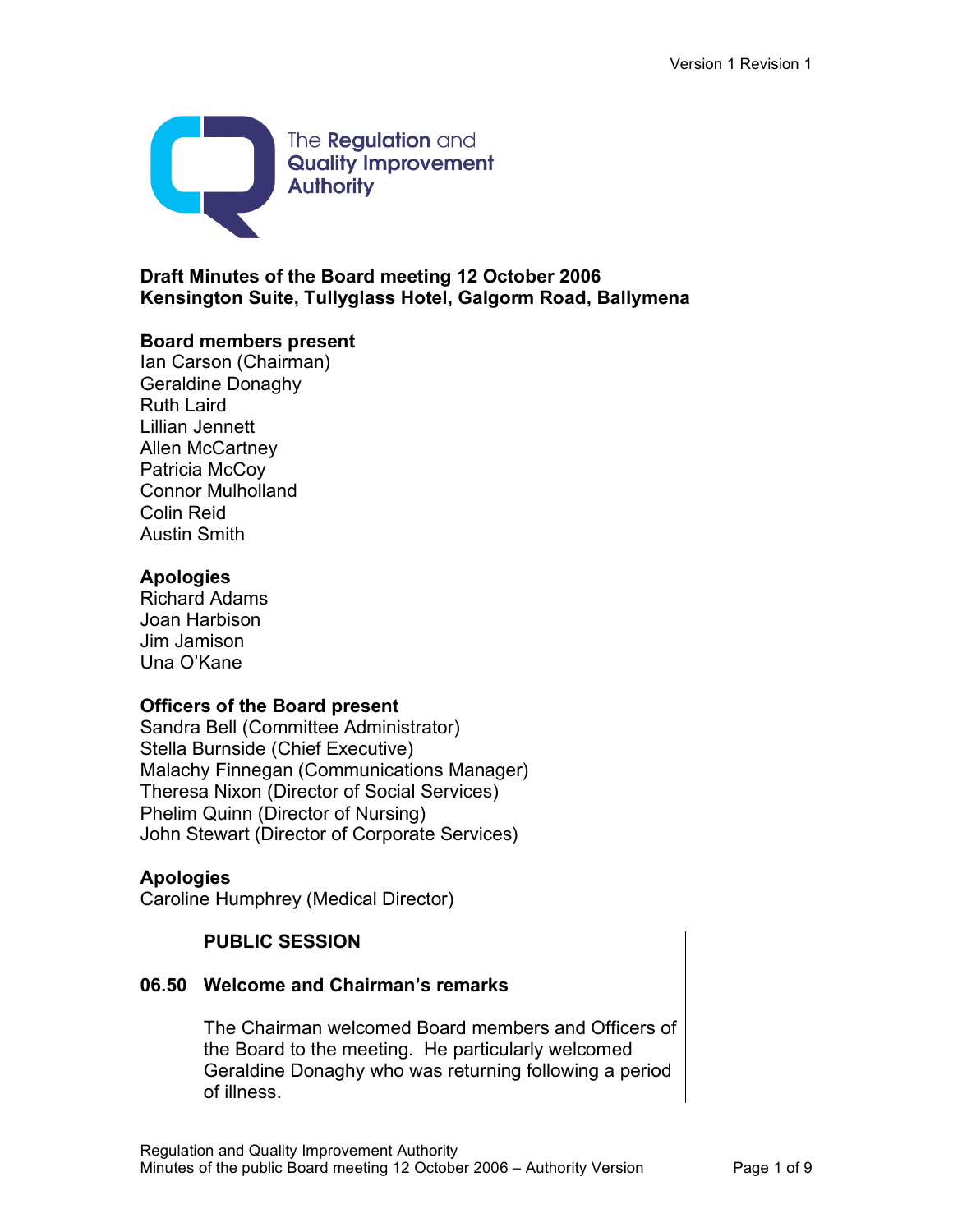# Draft Minutes of the Board meeting 12 October 2006
## Kensington Suite, Tullyglass Hotel, Galgorm Road, Ballymena

**Board members present**

Ian Carson (Chairman)
Geraldine Donaghy
Ruth Laird
Lillian Jennett
Allen McCartney
Patricia McCoy
Connor Mulholland
Colin Reid
Austin Smith

**Apologies**

Richard Adams
Joan Harbison
Jim Jamison
Una O'Kane

**Officers of the Board present**

Sandra Bell (Committee Administrator)
Stella Burnside (Chief Executive)
Malachy Finnegan (Communications Manager)
Theresa Nixon (Director of Social Services)
Phelim Quinn (Director of Nursing)
John Stewart (Director of Corporate Services)

**Apologies**

Caroline Humphrey (Medical Director)

**PUBLIC SESSION**

**06.50 Welcome and Chairman's remarks**

The Chairman welcomed Board members and Officers of the Board to the meeting. He particularly welcomed Geraldine Donaghy who was returning following a period of illness.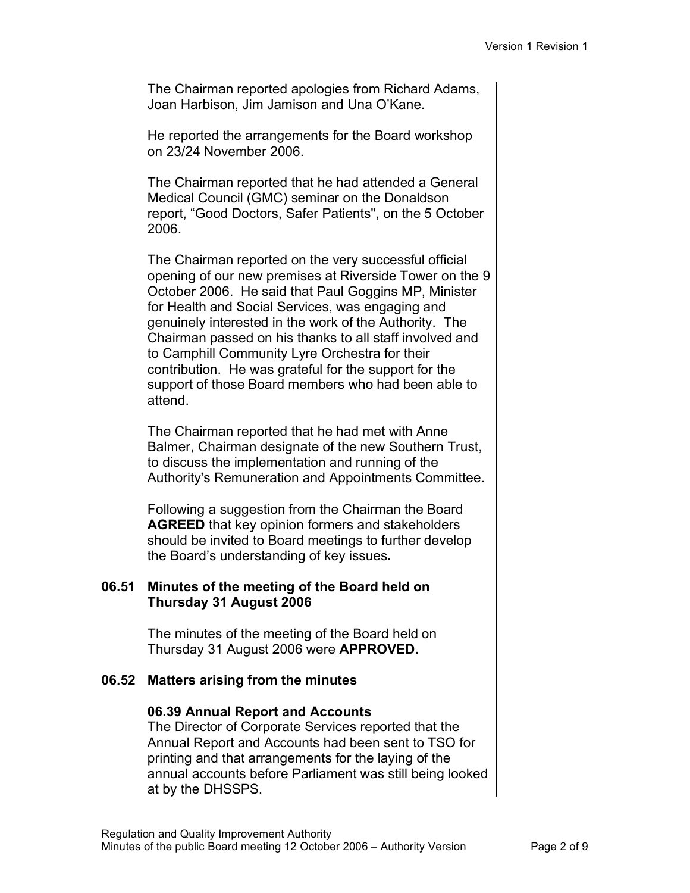The Chairman reported apologies from Richard Adams, Joan Harbison, Jim Jamison and Una O'Kane.

He reported the arrangements for the Board workshop on 23/24 November 2006.

The Chairman reported that he had attended a General Medical Council (GMC) seminar on the Donaldson report, "Good Doctors, Safer Patients", on the 5 October 2006.

The Chairman reported on the very successful official opening of our new premises at Riverside Tower on the 9 October 2006. He said that Paul Goggins MP, Minister for Health and Social Services, was engaging and genuinely interested in the work of the Authority. The Chairman passed on his thanks to all staff involved and to Camphill Community Lyre Orchestra for their contribution. He was grateful for the support for the support of those Board members who had been able to attend.

The Chairman reported that he had met with Anne Balmer, Chairman designate of the new Southern Trust, to discuss the implementation and running of the Authority's Remuneration and Appointments Committee.

Following a suggestion from the Chairman the Board **AGREED** that key opinion formers and stakeholders should be invited to Board meetings to further develop the Board's understanding of key issues**.**

### 06.51 Minutes of the meeting of the Board held on Thursday 31 August 2006

The minutes of the meeting of the Board held on Thursday 31 August 2006 were **APPROVED.**

### 06.52 Matters arising from the minutes

**06.39 Annual Report and Accounts**

The Director of Corporate Services reported that the Annual Report and Accounts had been sent to TSO for printing and that arrangements for the laying of the annual accounts before Parliament was still being looked at by the DHSSPS.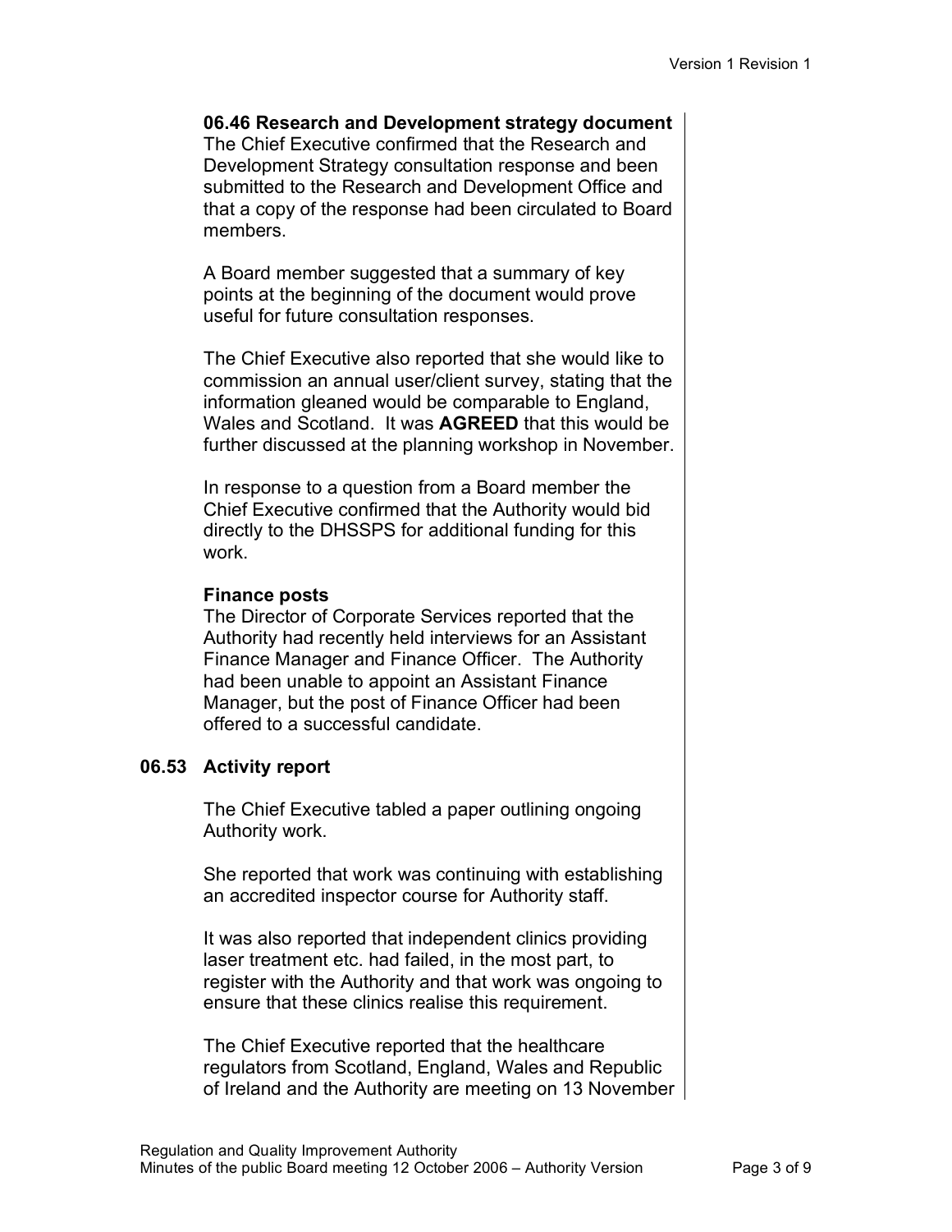**06.46 Research and Development strategy document**
The Chief Executive confirmed that the Research and Development Strategy consultation response and been submitted to the Research and Development Office and that a copy of the response had been circulated to Board members.

A Board member suggested that a summary of key points at the beginning of the document would prove useful for future consultation responses.

The Chief Executive also reported that she would like to commission an annual user/client survey, stating that the information gleaned would be comparable to England, Wales and Scotland. It was **AGREED** that this would be further discussed at the planning workshop in November.

In response to a question from a Board member the Chief Executive confirmed that the Authority would bid directly to the DHSSPS for additional funding for this work.

**Finance posts**
The Director of Corporate Services reported that the Authority had recently held interviews for an Assistant Finance Manager and Finance Officer. The Authority had been unable to appoint an Assistant Finance Manager, but the post of Finance Officer had been offered to a successful candidate.

## 06.53 Activity report

The Chief Executive tabled a paper outlining ongoing Authority work.

She reported that work was continuing with establishing an accredited inspector course for Authority staff.

It was also reported that independent clinics providing laser treatment etc. had failed, in the most part, to register with the Authority and that work was ongoing to ensure that these clinics realise this requirement.

The Chief Executive reported that the healthcare regulators from Scotland, England, Wales and Republic of Ireland and the Authority are meeting on 13 November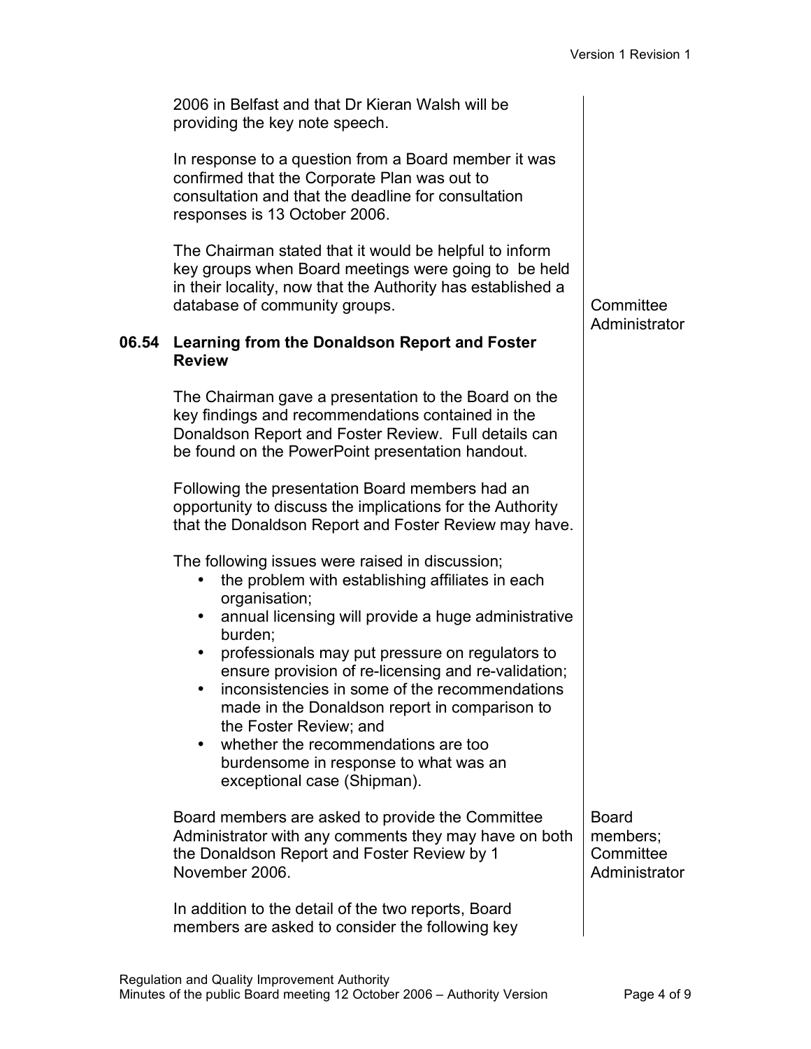2006 in Belfast and that Dr Kieran Walsh will be providing the key note speech.

In response to a question from a Board member it was confirmed that the Corporate Plan was out to consultation and that the deadline for consultation responses is 13 October 2006.

The Chairman stated that it would be helpful to inform key groups when Board meetings were going to be held in their locality, now that the Authority has established a database of community groups. — **Committee Administrator**

## 06.54 Learning from the Donaldson Report and Foster Review

The Chairman gave a presentation to the Board on the key findings and recommendations contained in the Donaldson Report and Foster Review. Full details can be found on the PowerPoint presentation handout.

Following the presentation Board members had an opportunity to discuss the implications for the Authority that the Donaldson Report and Foster Review may have.

The following issues were raised in discussion;

- the problem with establishing affiliates in each organisation;
- annual licensing will provide a huge administrative burden;
- professionals may put pressure on regulators to ensure provision of re-licensing and re-validation;
- inconsistencies in some of the recommendations made in the Donaldson report in comparison to the Foster Review; and
- whether the recommendations are too burdensome in response to what was an exceptional case (Shipman).

Board members are asked to provide the Committee Administrator with any comments they may have on both the Donaldson Report and Foster Review by 1 November 2006. — **Board members; Committee Administrator**

In addition to the detail of the two reports, Board members are asked to consider the following key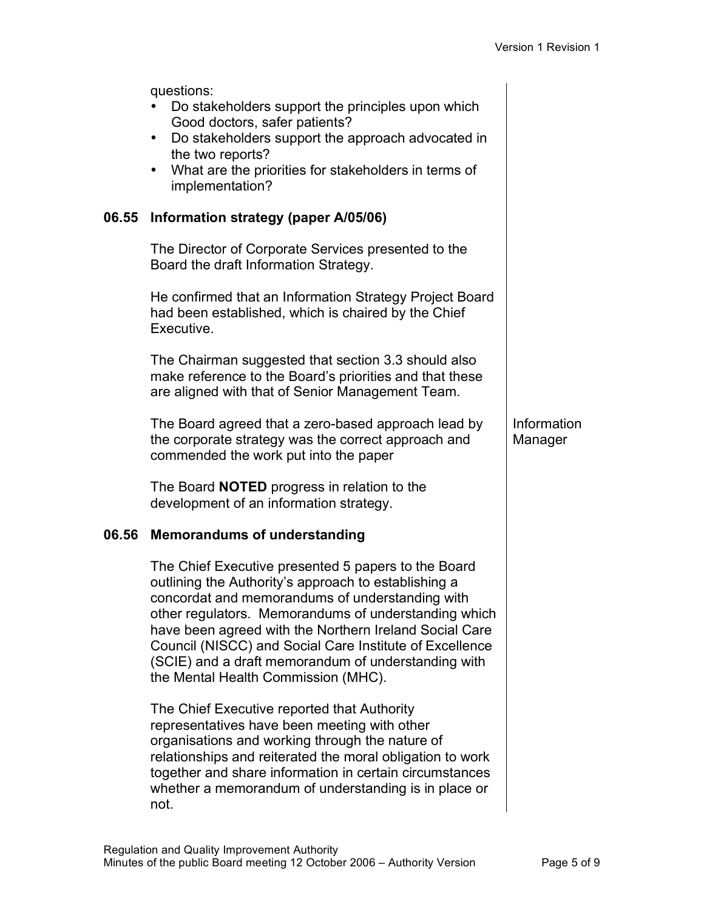questions:

- Do stakeholders support the principles upon which Good doctors, safer patients?
- Do stakeholders support the approach advocated in the two reports?
- What are the priorities for stakeholders in terms of implementation?

## 06.55 Information strategy (paper A/05/06)

The Director of Corporate Services presented to the Board the draft Information Strategy.

He confirmed that an Information Strategy Project Board had been established, which is chaired by the Chief Executive.

The Chairman suggested that section 3.3 should also make reference to the Board's priorities and that these are aligned with that of Senior Management Team.

The Board agreed that a zero-based approach lead by the corporate strategy was the correct approach and commended the work put into the paper — *Information Manager*

The Board **NOTED** progress in relation to the development of an information strategy.

## 06.56 Memorandums of understanding

The Chief Executive presented 5 papers to the Board outlining the Authority's approach to establishing a concordat and memorandums of understanding with other regulators. Memorandums of understanding which have been agreed with the Northern Ireland Social Care Council (NISCC) and Social Care Institute of Excellence (SCIE) and a draft memorandum of understanding with the Mental Health Commission (MHC).

The Chief Executive reported that Authority representatives have been meeting with other organisations and working through the nature of relationships and reiterated the moral obligation to work together and share information in certain circumstances whether a memorandum of understanding is in place or not.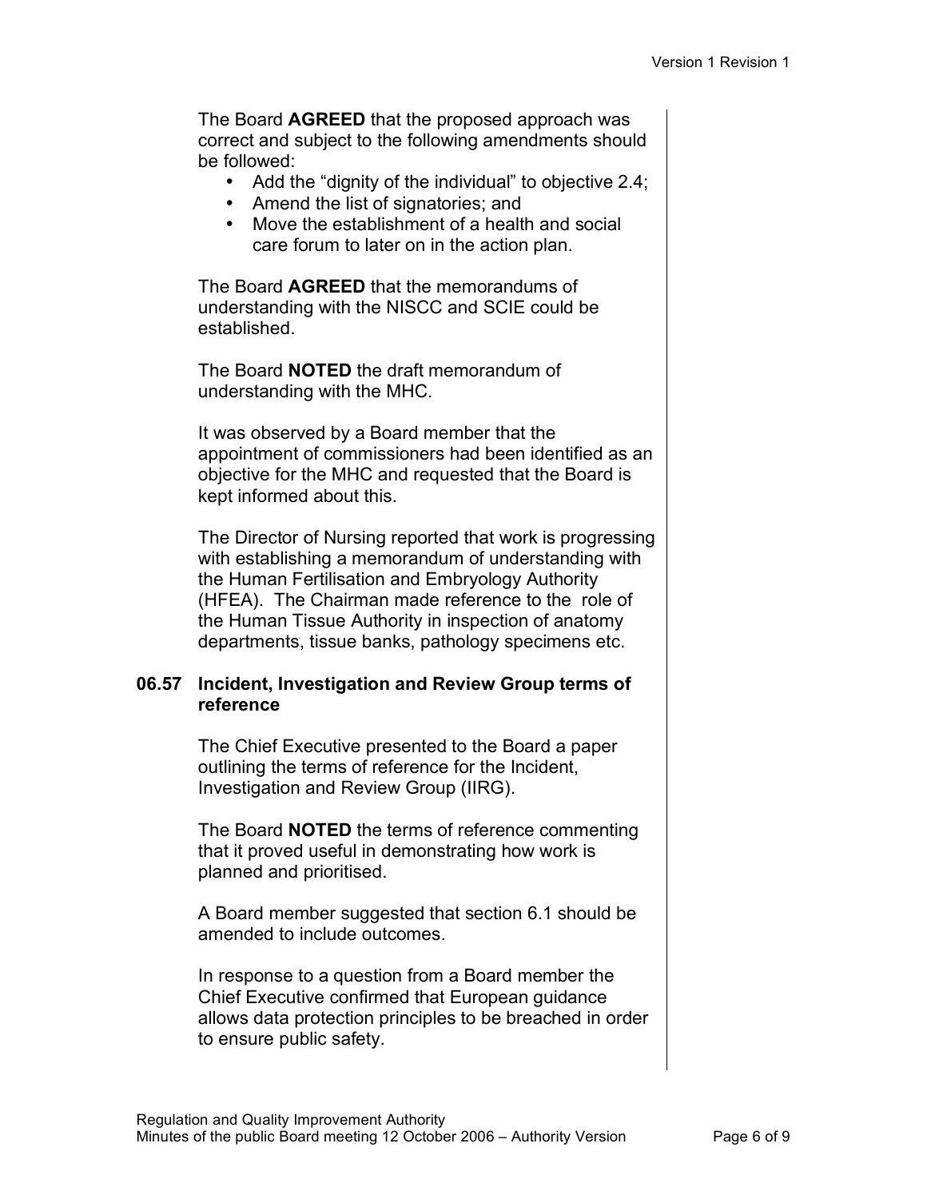The Board **AGREED** that the proposed approach was correct and subject to the following amendments should be followed:

- Add the "dignity of the individual" to objective 2.4;
- Amend the list of signatories; and
- Move the establishment of a health and social care forum to later on in the action plan.

The Board **AGREED** that the memorandums of understanding with the NISCC and SCIE could be established.

The Board **NOTED** the draft memorandum of understanding with the MHC.

It was observed by a Board member that the appointment of commissioners had been identified as an objective for the MHC and requested that the Board is kept informed about this.

The Director of Nursing reported that work is progressing with establishing a memorandum of understanding with the Human Fertilisation and Embryology Authority (HFEA). The Chairman made reference to the role of the Human Tissue Authority in inspection of anatomy departments, tissue banks, pathology specimens etc.

## 06.57 Incident, Investigation and Review Group terms of reference

The Chief Executive presented to the Board a paper outlining the terms of reference for the Incident, Investigation and Review Group (IIRG).

The Board **NOTED** the terms of reference commenting that it proved useful in demonstrating how work is planned and prioritised.

A Board member suggested that section 6.1 should be amended to include outcomes.

In response to a question from a Board member the Chief Executive confirmed that European guidance allows data protection principles to be breached in order to ensure public safety.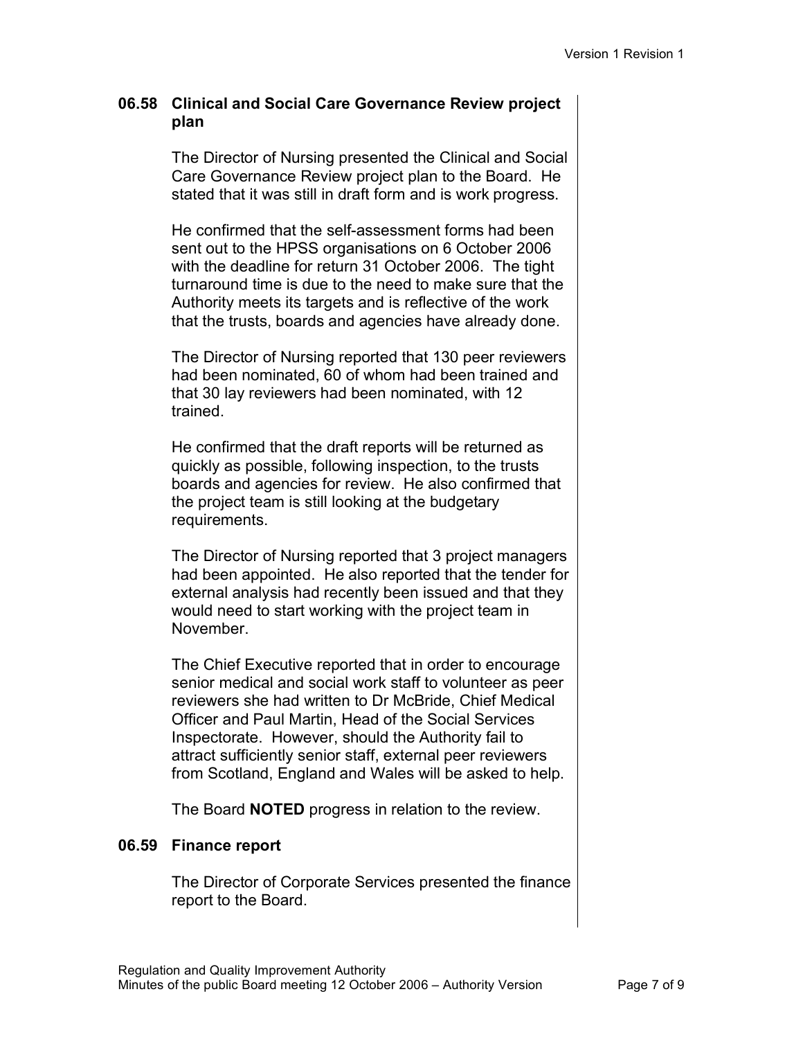## 06.58 Clinical and Social Care Governance Review project plan

The Director of Nursing presented the Clinical and Social Care Governance Review project plan to the Board. He stated that it was still in draft form and is work progress.

He confirmed that the self-assessment forms had been sent out to the HPSS organisations on 6 October 2006 with the deadline for return 31 October 2006. The tight turnaround time is due to the need to make sure that the Authority meets its targets and is reflective of the work that the trusts, boards and agencies have already done.

The Director of Nursing reported that 130 peer reviewers had been nominated, 60 of whom had been trained and that 30 lay reviewers had been nominated, with 12 trained.

He confirmed that the draft reports will be returned as quickly as possible, following inspection, to the trusts boards and agencies for review. He also confirmed that the project team is still looking at the budgetary requirements.

The Director of Nursing reported that 3 project managers had been appointed. He also reported that the tender for external analysis had recently been issued and that they would need to start working with the project team in November.

The Chief Executive reported that in order to encourage senior medical and social work staff to volunteer as peer reviewers she had written to Dr McBride, Chief Medical Officer and Paul Martin, Head of the Social Services Inspectorate. However, should the Authority fail to attract sufficiently senior staff, external peer reviewers from Scotland, England and Wales will be asked to help.

The Board **NOTED** progress in relation to the review.

## 06.59 Finance report

The Director of Corporate Services presented the finance report to the Board.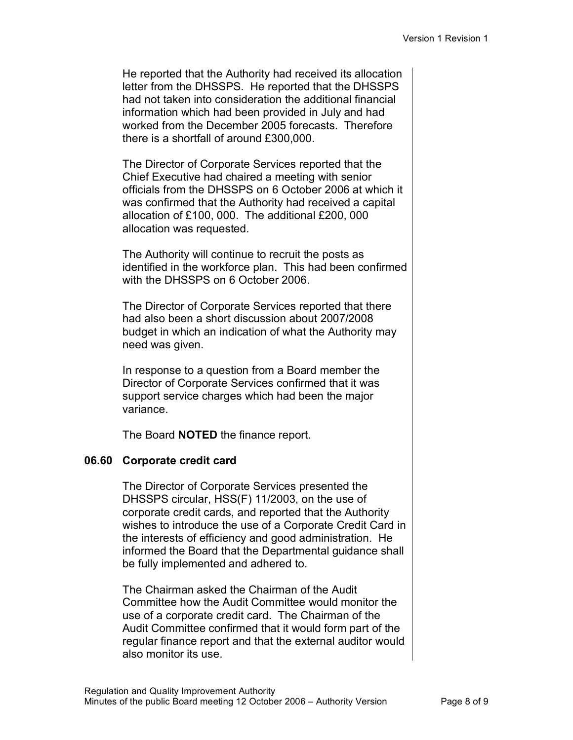He reported that the Authority had received its allocation letter from the DHSSPS. He reported that the DHSSPS had not taken into consideration the additional financial information which had been provided in July and had worked from the December 2005 forecasts. Therefore there is a shortfall of around £300,000.

The Director of Corporate Services reported that the Chief Executive had chaired a meeting with senior officials from the DHSSPS on 6 October 2006 at which it was confirmed that the Authority had received a capital allocation of £100, 000. The additional £200, 000 allocation was requested.

The Authority will continue to recruit the posts as identified in the workforce plan. This had been confirmed with the DHSSPS on 6 October 2006.

The Director of Corporate Services reported that there had also been a short discussion about 2007/2008 budget in which an indication of what the Authority may need was given.

In response to a question from a Board member the Director of Corporate Services confirmed that it was support service charges which had been the major variance.

The Board **NOTED** the finance report.

### 06.60 Corporate credit card

The Director of Corporate Services presented the DHSSPS circular, HSS(F) 11/2003, on the use of corporate credit cards, and reported that the Authority wishes to introduce the use of a Corporate Credit Card in the interests of efficiency and good administration. He informed the Board that the Departmental guidance shall be fully implemented and adhered to.

The Chairman asked the Chairman of the Audit Committee how the Audit Committee would monitor the use of a corporate credit card. The Chairman of the Audit Committee confirmed that it would form part of the regular finance report and that the external auditor would also monitor its use.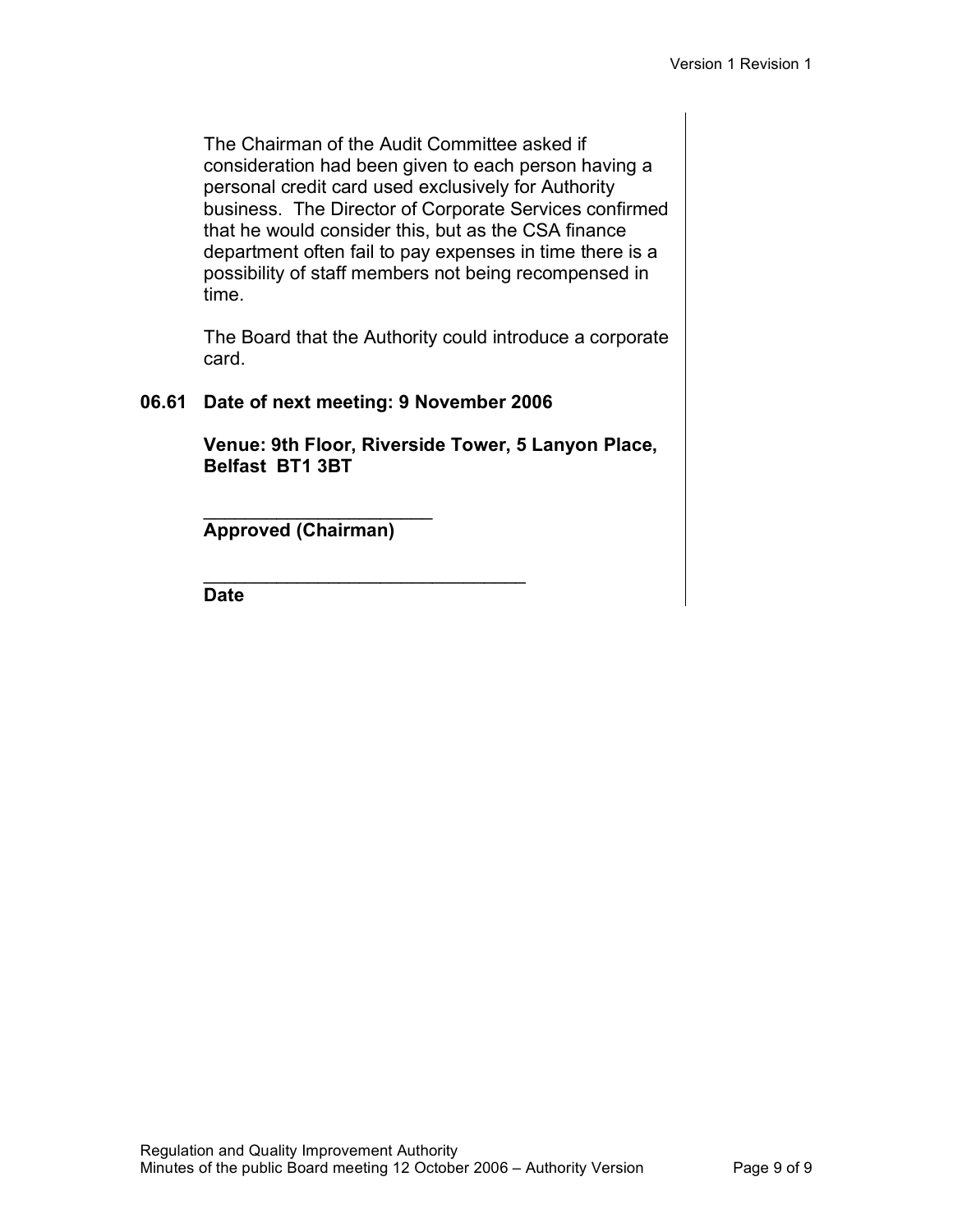The Chairman of the Audit Committee asked if consideration had been given to each person having a personal credit card used exclusively for Authority business. The Director of Corporate Services confirmed that he would consider this, but as the CSA finance department often fail to pay expenses in time there is a possibility of staff members not being recompensed in time.

The Board that the Authority could introduce a corporate card.

**06.61 Date of next meeting: 9 November 2006**

**Venue: 9th Floor, Riverside Tower, 5 Lanyon Place, Belfast BT1 3BT**

______________________
**Approved (Chairman)**

________________________________
**Date**